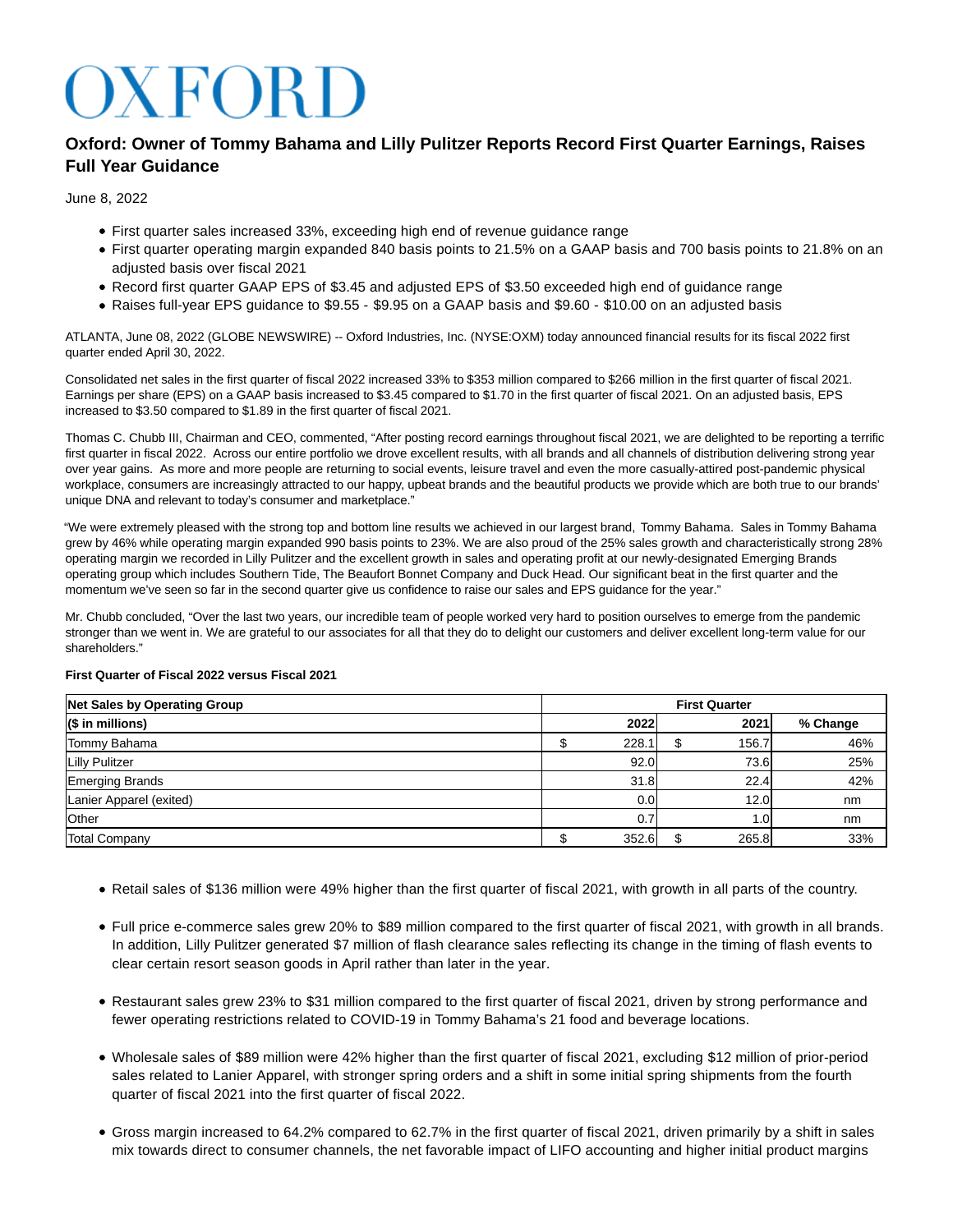# OXFORD

## Oxford: Owner of Tommy Bahama and Lilly Pulitzer Reports Record First Quarter Earnings, Raises Full Year Guidance

June 8, 2022

- First quarter sales increased 33%, exceeding high end of revenue guidance range
- First quarter operating margin expanded 840 basis points to 21.5% on a GAAP basis and 700 basis points to 21.8% on an adjusted basis over fiscal 2021
- Record first quarter GAAP EPS of $3.45 and adjusted EPS of $3.50 exceeded high end of guidance range
- Raises full-year EPS guidance to $9.55 - $9.95 on a GAAP basis and $9.60 - $10.00 on an adjusted basis

ATLANTA, June 08, 2022 (GLOBE NEWSWIRE) -- Oxford Industries, Inc. (NYSE:OXM) today announced financial results for its fiscal 2022 first quarter ended April 30, 2022.

Consolidated net sales in the first quarter of fiscal 2022 increased 33% to $353 million compared to $266 million in the first quarter of fiscal 2021. Earnings per share (EPS) on a GAAP basis increased to $3.45 compared to $1.70 in the first quarter of fiscal 2021. On an adjusted basis, EPS increased to $3.50 compared to $1.89 in the first quarter of fiscal 2021.

Thomas C. Chubb III, Chairman and CEO, commented, "After posting record earnings throughout fiscal 2021, we are delighted to be reporting a terrific first quarter in fiscal 2022. Across our entire portfolio we drove excellent results, with all brands and all channels of distribution delivering strong year over year gains. As more and more people are returning to social events, leisure travel and even the more casually-attired post-pandemic physical workplace, consumers are increasingly attracted to our happy, upbeat brands and the beautiful products we provide which are both true to our brands' unique DNA and relevant to today's consumer and marketplace."

"We were extremely pleased with the strong top and bottom line results we achieved in our largest brand, Tommy Bahama. Sales in Tommy Bahama grew by 46% while operating margin expanded 990 basis points to 23%. We are also proud of the 25% sales growth and characteristically strong 28% operating margin we recorded in Lilly Pulitzer and the excellent growth in sales and operating profit at our newly-designated Emerging Brands operating group which includes Southern Tide, The Beaufort Bonnet Company and Duck Head. Our significant beat in the first quarter and the momentum we've seen so far in the second quarter give us confidence to raise our sales and EPS guidance for the year."

Mr. Chubb concluded, "Over the last two years, our incredible team of people worked very hard to position ourselves to emerge from the pandemic stronger than we went in. We are grateful to our associates for all that they do to delight our customers and deliver excellent long-term value for our shareholders."

**First Quarter of Fiscal 2022 versus Fiscal 2021**

| Net Sales by Operating Group | First Quarter | | |
|---|---|---|---|
| ($ in millions) | 2022 | 2021 | % Change |
| Tommy Bahama | $ 228.1 | $ 156.7 | 46% |
| Lilly Pulitzer | 92.0 | 73.6 | 25% |
| Emerging Brands | 31.8 | 22.4 | 42% |
| Lanier Apparel (exited) | 0.0 | 12.0 | nm |
| Other | 0.7 | 1.0 | nm |
| Total Company | $ 352.6 | $ 265.8 | 33% |

- Retail sales of $136 million were 49% higher than the first quarter of fiscal 2021, with growth in all parts of the country.
- Full price e-commerce sales grew 20% to $89 million compared to the first quarter of fiscal 2021, with growth in all brands. In addition, Lilly Pulitzer generated $7 million of flash clearance sales reflecting its change in the timing of flash events to clear certain resort season goods in April rather than later in the year.
- Restaurant sales grew 23% to $31 million compared to the first quarter of fiscal 2021, driven by strong performance and fewer operating restrictions related to COVID-19 in Tommy Bahama's 21 food and beverage locations.
- Wholesale sales of $89 million were 42% higher than the first quarter of fiscal 2021, excluding $12 million of prior-period sales related to Lanier Apparel, with stronger spring orders and a shift in some initial spring shipments from the fourth quarter of fiscal 2021 into the first quarter of fiscal 2022.
- Gross margin increased to 64.2% compared to 62.7% in the first quarter of fiscal 2021, driven primarily by a shift in sales mix towards direct to consumer channels, the net favorable impact of LIFO accounting and higher initial product margins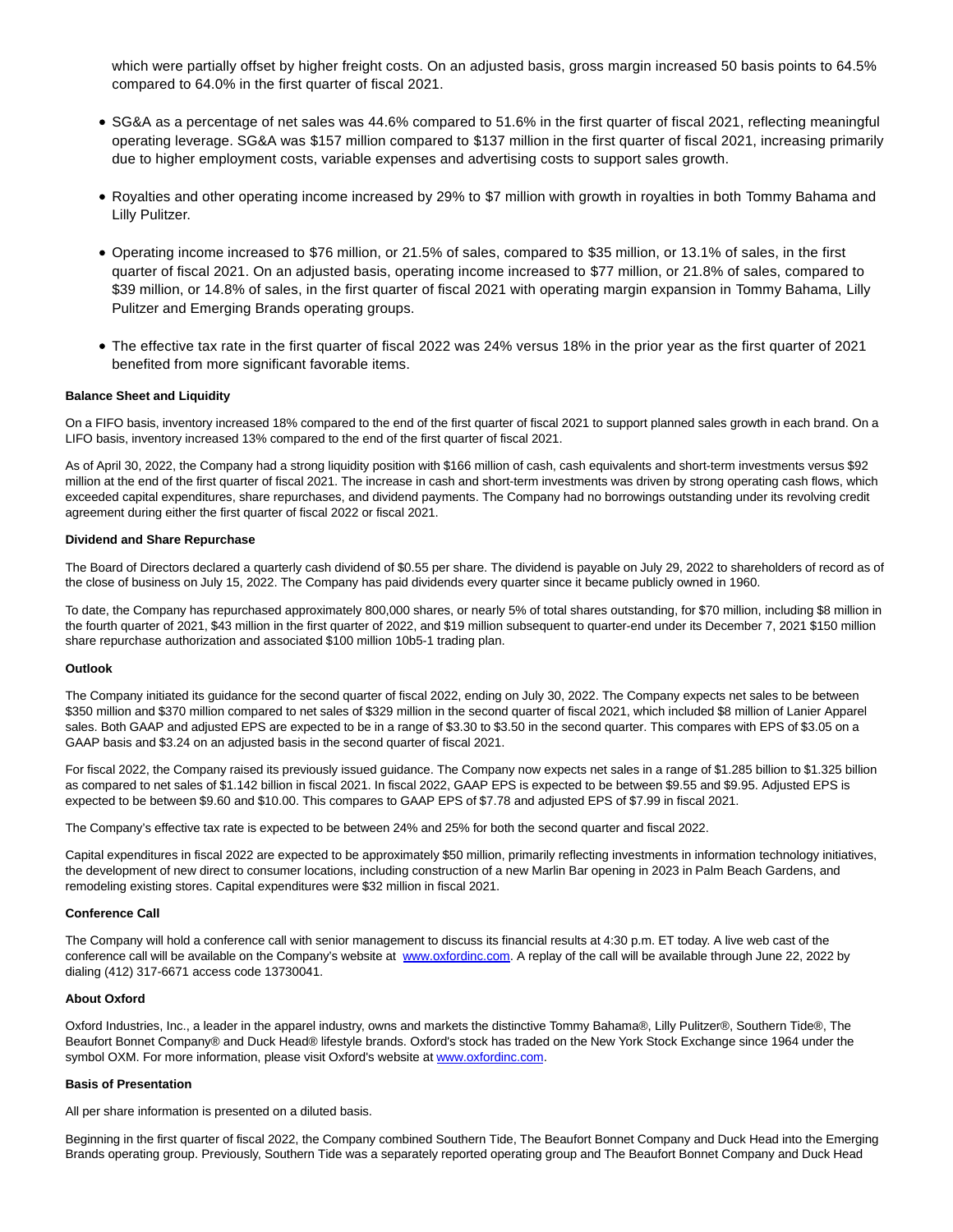which were partially offset by higher freight costs. On an adjusted basis, gross margin increased 50 basis points to 64.5% compared to 64.0% in the first quarter of fiscal 2021.

- SG&A as a percentage of net sales was 44.6% compared to 51.6% in the first quarter of fiscal 2021, reflecting meaningful operating leverage. SG&A was $157 million compared to $137 million in the first quarter of fiscal 2021, increasing primarily due to higher employment costs, variable expenses and advertising costs to support sales growth.
- Royalties and other operating income increased by 29% to $7 million with growth in royalties in both Tommy Bahama and Lilly Pulitzer.
- Operating income increased to $76 million, or 21.5% of sales, compared to $35 million, or 13.1% of sales, in the first quarter of fiscal 2021. On an adjusted basis, operating income increased to $77 million, or 21.8% of sales, compared to $39 million, or 14.8% of sales, in the first quarter of fiscal 2021 with operating margin expansion in Tommy Bahama, Lilly Pulitzer and Emerging Brands operating groups.
- The effective tax rate in the first quarter of fiscal 2022 was 24% versus 18% in the prior year as the first quarter of 2021 benefited from more significant favorable items.

**Balance Sheet and Liquidity**

On a FIFO basis, inventory increased 18% compared to the end of the first quarter of fiscal 2021 to support planned sales growth in each brand. On a LIFO basis, inventory increased 13% compared to the end of the first quarter of fiscal 2021.

As of April 30, 2022, the Company had a strong liquidity position with $166 million of cash, cash equivalents and short-term investments versus $92 million at the end of the first quarter of fiscal 2021. The increase in cash and short-term investments was driven by strong operating cash flows, which exceeded capital expenditures, share repurchases, and dividend payments. The Company had no borrowings outstanding under its revolving credit agreement during either the first quarter of fiscal 2022 or fiscal 2021.

**Dividend and Share Repurchase**

The Board of Directors declared a quarterly cash dividend of $0.55 per share. The dividend is payable on July 29, 2022 to shareholders of record as of the close of business on July 15, 2022. The Company has paid dividends every quarter since it became publicly owned in 1960.

To date, the Company has repurchased approximately 800,000 shares, or nearly 5% of total shares outstanding, for $70 million, including $8 million in the fourth quarter of 2021, $43 million in the first quarter of 2022, and $19 million subsequent to quarter-end under its December 7, 2021 $150 million share repurchase authorization and associated $100 million 10b5-1 trading plan.

**Outlook**

The Company initiated its guidance for the second quarter of fiscal 2022, ending on July 30, 2022. The Company expects net sales to be between $350 million and $370 million compared to net sales of $329 million in the second quarter of fiscal 2021, which included $8 million of Lanier Apparel sales. Both GAAP and adjusted EPS are expected to be in a range of $3.30 to $3.50 in the second quarter. This compares with EPS of $3.05 on a GAAP basis and $3.24 on an adjusted basis in the second quarter of fiscal 2021.

For fiscal 2022, the Company raised its previously issued guidance. The Company now expects net sales in a range of $1.285 billion to $1.325 billion as compared to net sales of $1.142 billion in fiscal 2021. In fiscal 2022, GAAP EPS is expected to be between $9.55 and $9.95. Adjusted EPS is expected to be between $9.60 and $10.00. This compares to GAAP EPS of $7.78 and adjusted EPS of $7.99 in fiscal 2021.

The Company's effective tax rate is expected to be between 24% and 25% for both the second quarter and fiscal 2022.

Capital expenditures in fiscal 2022 are expected to be approximately $50 million, primarily reflecting investments in information technology initiatives, the development of new direct to consumer locations, including construction of a new Marlin Bar opening in 2023 in Palm Beach Gardens, and remodeling existing stores. Capital expenditures were $32 million in fiscal 2021.

**Conference Call**

The Company will hold a conference call with senior management to discuss its financial results at 4:30 p.m. ET today. A live web cast of the conference call will be available on the Company's website at www.oxfordinc.com. A replay of the call will be available through June 22, 2022 by dialing (412) 317-6671 access code 13730041.

**About Oxford**

Oxford Industries, Inc., a leader in the apparel industry, owns and markets the distinctive Tommy Bahama®, Lilly Pulitzer®, Southern Tide®, The Beaufort Bonnet Company® and Duck Head® lifestyle brands. Oxford's stock has traded on the New York Stock Exchange since 1964 under the symbol OXM. For more information, please visit Oxford's website at www.oxfordinc.com.

**Basis of Presentation**

All per share information is presented on a diluted basis.

Beginning in the first quarter of fiscal 2022, the Company combined Southern Tide, The Beaufort Bonnet Company and Duck Head into the Emerging Brands operating group. Previously, Southern Tide was a separately reported operating group and The Beaufort Bonnet Company and Duck Head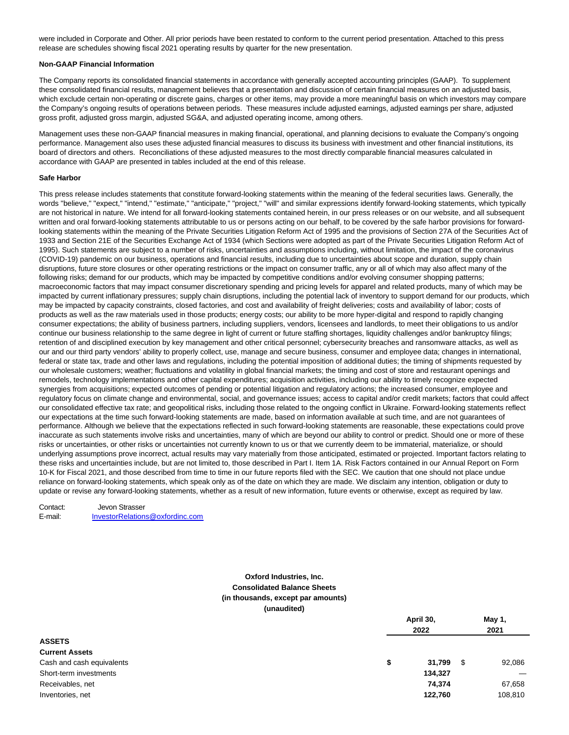were included in Corporate and Other. All prior periods have been restated to conform to the current period presentation. Attached to this press release are schedules showing fiscal 2021 operating results by quarter for the new presentation.

**Non-GAAP Financial Information**

The Company reports its consolidated financial statements in accordance with generally accepted accounting principles (GAAP). To supplement these consolidated financial results, management believes that a presentation and discussion of certain financial measures on an adjusted basis, which exclude certain non-operating or discrete gains, charges or other items, may provide a more meaningful basis on which investors may compare the Company's ongoing results of operations between periods. These measures include adjusted earnings, adjusted earnings per share, adjusted gross profit, adjusted gross margin, adjusted SG&A, and adjusted operating income, among others.

Management uses these non-GAAP financial measures in making financial, operational, and planning decisions to evaluate the Company's ongoing performance. Management also uses these adjusted financial measures to discuss its business with investment and other financial institutions, its board of directors and others. Reconciliations of these adjusted measures to the most directly comparable financial measures calculated in accordance with GAAP are presented in tables included at the end of this release.

**Safe Harbor**

This press release includes statements that constitute forward-looking statements within the meaning of the federal securities laws. Generally, the words "believe," "expect," "intend," "estimate," "anticipate," "project," "will" and similar expressions identify forward-looking statements, which typically are not historical in nature. We intend for all forward-looking statements contained herein, in our press releases or on our website, and all subsequent written and oral forward-looking statements attributable to us or persons acting on our behalf, to be covered by the safe harbor provisions for forward-looking statements within the meaning of the Private Securities Litigation Reform Act of 1995 and the provisions of Section 27A of the Securities Act of 1933 and Section 21E of the Securities Exchange Act of 1934 (which Sections were adopted as part of the Private Securities Litigation Reform Act of 1995). Such statements are subject to a number of risks, uncertainties and assumptions including, without limitation, the impact of the coronavirus (COVID-19) pandemic on our business, operations and financial results, including due to uncertainties about scope and duration, supply chain disruptions, future store closures or other operating restrictions or the impact on consumer traffic, any or all of which may also affect many of the following risks; demand for our products, which may be impacted by competitive conditions and/or evolving consumer shopping patterns; macroeconomic factors that may impact consumer discretionary spending and pricing levels for apparel and related products, many of which may be impacted by current inflationary pressures; supply chain disruptions, including the potential lack of inventory to support demand for our products, which may be impacted by capacity constraints, closed factories, and cost and availability of freight deliveries; costs and availability of labor; costs of products as well as the raw materials used in those products; energy costs; our ability to be more hyper-digital and respond to rapidly changing consumer expectations; the ability of business partners, including suppliers, vendors, licensees and landlords, to meet their obligations to us and/or continue our business relationship to the same degree in light of current or future staffing shortages, liquidity challenges and/or bankruptcy filings; retention of and disciplined execution by key management and other critical personnel; cybersecurity breaches and ransomware attacks, as well as our and our third party vendors' ability to properly collect, use, manage and secure business, consumer and employee data; changes in international, federal or state tax, trade and other laws and regulations, including the potential imposition of additional duties; the timing of shipments requested by our wholesale customers; weather; fluctuations and volatility in global financial markets; the timing and cost of store and restaurant openings and remodels, technology implementations and other capital expenditures; acquisition activities, including our ability to timely recognize expected synergies from acquisitions; expected outcomes of pending or potential litigation and regulatory actions; the increased consumer, employee and regulatory focus on climate change and environmental, social, and governance issues; access to capital and/or credit markets; factors that could affect our consolidated effective tax rate; and geopolitical risks, including those related to the ongoing conflict in Ukraine. Forward-looking statements reflect our expectations at the time such forward-looking statements are made, based on information available at such time, and are not guarantees of performance. Although we believe that the expectations reflected in such forward-looking statements are reasonable, these expectations could prove inaccurate as such statements involve risks and uncertainties, many of which are beyond our ability to control or predict. Should one or more of these risks or uncertainties, or other risks or uncertainties not currently known to us or that we currently deem to be immaterial, materialize, or should underlying assumptions prove incorrect, actual results may vary materially from those anticipated, estimated or projected. Important factors relating to these risks and uncertainties include, but are not limited to, those described in Part I. Item 1A. Risk Factors contained in our Annual Report on Form 10-K for Fiscal 2021, and those described from time to time in our future reports filed with the SEC. We caution that one should not place undue reliance on forward-looking statements, which speak only as of the date on which they are made. We disclaim any intention, obligation or duty to update or revise any forward-looking statements, whether as a result of new information, future events or otherwise, except as required by law.

Contact: Jevon Strasser
E-mail: InvestorRelations@oxfordinc.com

**Oxford Industries, Inc.**
**Consolidated Balance Sheets**
**(in thousands, except par amounts)**
**(unaudited)**

| | April 30, 2022 | May 1, 2021 |
|---|---|---|
| **ASSETS** | | |
| **Current Assets** | | |
| Cash and cash equivalents | **$ 31,799** | $ 92,086 |
| Short-term investments | **134,327** | — |
| Receivables, net | **74,374** | 67,658 |
| Inventories, net | **122,760** | 108,810 |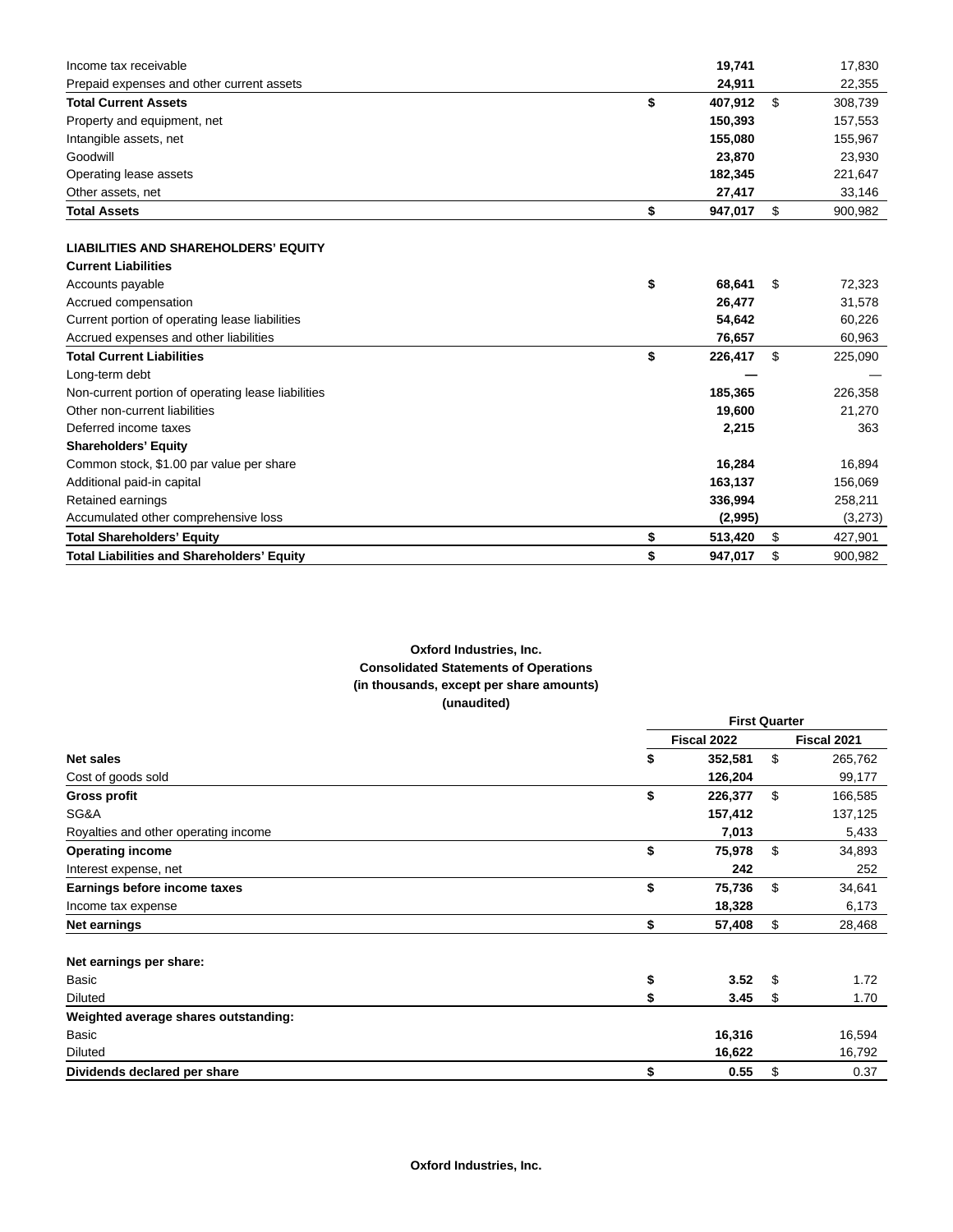| | | |
|---|---|---|
| Income tax receivable | **19,741** | 17,830 |
| Prepaid expenses and other current assets | **24,911** | 22,355 |
| **Total Current Assets** | **$ 407,912** | $ 308,739 |
| Property and equipment, net | **150,393** | 157,553 |
| Intangible assets, net | **155,080** | 155,967 |
| Goodwill | **23,870** | 23,930 |
| Operating lease assets | **182,345** | 221,647 |
| Other assets, net | **27,417** | 33,146 |
| **Total Assets** | **$ 947,017** | $ 900,982 |
| | | |
| **LIABILITIES AND SHAREHOLDERS' EQUITY** | | |
| **Current Liabilities** | | |
| Accounts payable | **$ 68,641** | $ 72,323 |
| Accrued compensation | **26,477** | 31,578 |
| Current portion of operating lease liabilities | **54,642** | 60,226 |
| Accrued expenses and other liabilities | **76,657** | 60,963 |
| **Total Current Liabilities** | **$ 226,417** | $ 225,090 |
| Long-term debt | **—** | — |
| Non-current portion of operating lease liabilities | **185,365** | 226,358 |
| Other non-current liabilities | **19,600** | 21,270 |
| Deferred income taxes | **2,215** | 363 |
| **Shareholders' Equity** | | |
| Common stock, $1.00 par value per share | **16,284** | 16,894 |
| Additional paid-in capital | **163,137** | 156,069 |
| Retained earnings | **336,994** | 258,211 |
| Accumulated other comprehensive loss | **(2,995)** | (3,273) |
| **Total Shareholders' Equity** | **$ 513,420** | $ 427,901 |
| **Total Liabilities and Shareholders' Equity** | **$ 947,017** | $ 900,982 |

**Oxford Industries, Inc.**
**Consolidated Statements of Operations**
**(in thousands, except per share amounts)**
**(unaudited)**

| | First Quarter | |
|---|---|---|
| | **Fiscal 2022** | **Fiscal 2021** |
| **Net sales** | **$ 352,581** | $ 265,762 |
| Cost of goods sold | **126,204** | 99,177 |
| **Gross profit** | **$ 226,377** | $ 166,585 |
| SG&A | **157,412** | 137,125 |
| Royalties and other operating income | **7,013** | 5,433 |
| **Operating income** | **$ 75,978** | $ 34,893 |
| Interest expense, net | **242** | 252 |
| **Earnings before income taxes** | **$ 75,736** | $ 34,641 |
| Income tax expense | **18,328** | 6,173 |
| **Net earnings** | **$ 57,408** | $ 28,468 |
| | | |
| **Net earnings per share:** | | |
| Basic | **$ 3.52** | $ 1.72 |
| Diluted | **$ 3.45** | $ 1.70 |
| **Weighted average shares outstanding:** | | |
| Basic | **16,316** | 16,594 |
| Diluted | **16,622** | 16,792 |
| **Dividends declared per share** | **$ 0.55** | $ 0.37 |

**Oxford Industries, Inc.**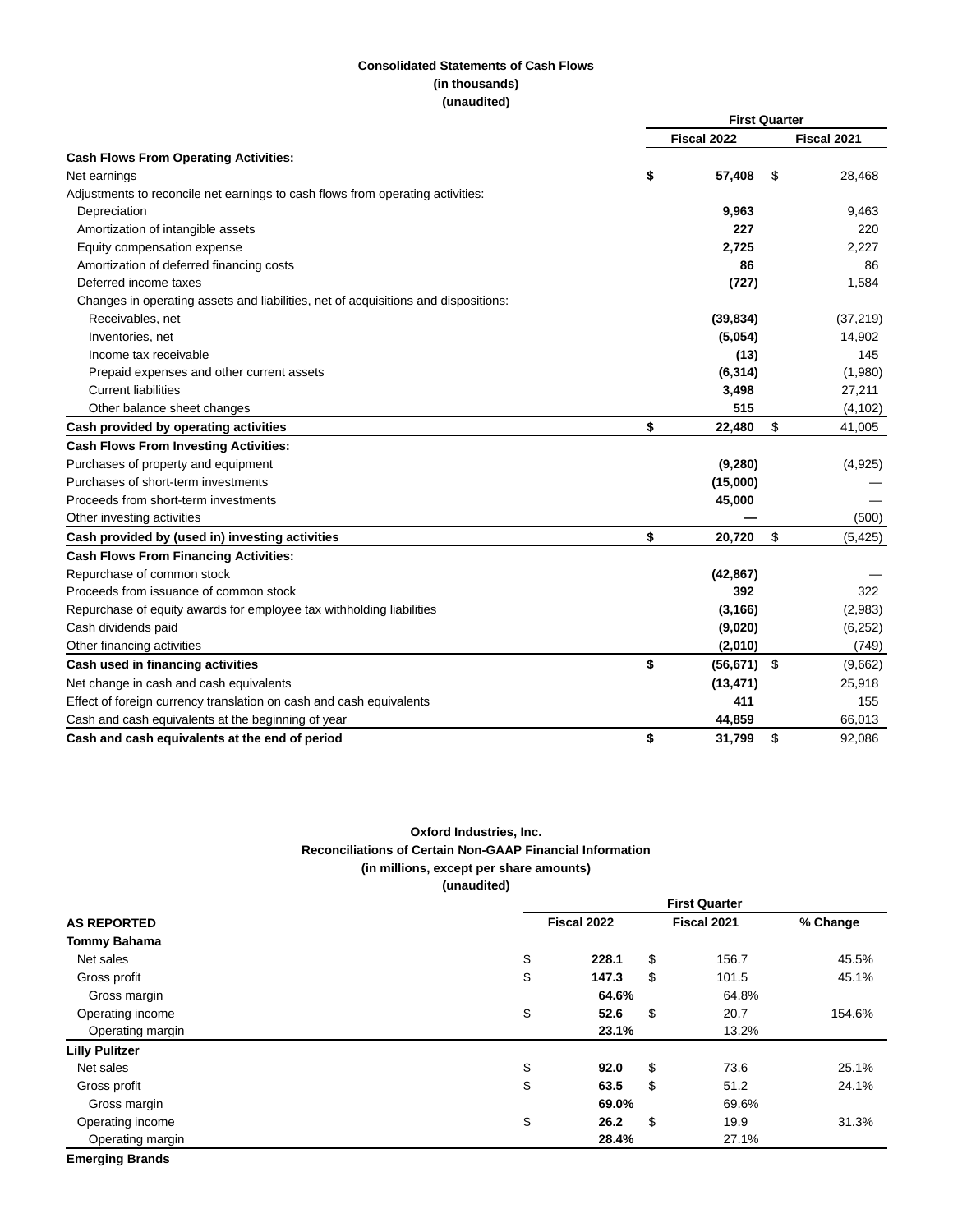**Consolidated Statements of Cash Flows**
**(in thousands)**
**(unaudited)**

| | First Quarter | |
|---|---|---|
| | Fiscal 2022 | Fiscal 2021 |
| **Cash Flows From Operating Activities:** | | |
| Net earnings | $ 57,408 | $ 28,468 |
| Adjustments to reconcile net earnings to cash flows from operating activities: | | |
| Depreciation | 9,963 | 9,463 |
| Amortization of intangible assets | 227 | 220 |
| Equity compensation expense | 2,725 | 2,227 |
| Amortization of deferred financing costs | 86 | 86 |
| Deferred income taxes | (727) | 1,584 |
| Changes in operating assets and liabilities, net of acquisitions and dispositions: | | |
| Receivables, net | (39,834) | (37,219) |
| Inventories, net | (5,054) | 14,902 |
| Income tax receivable | (13) | 145 |
| Prepaid expenses and other current assets | (6,314) | (1,980) |
| Current liabilities | 3,498 | 27,211 |
| Other balance sheet changes | 515 | (4,102) |
| **Cash provided by operating activities** | $ 22,480 | $ 41,005 |
| **Cash Flows From Investing Activities:** | | |
| Purchases of property and equipment | (9,280) | (4,925) |
| Purchases of short-term investments | (15,000) | — |
| Proceeds from short-term investments | 45,000 | — |
| Other investing activities | — | (500) |
| **Cash provided by (used in) investing activities** | $ 20,720 | $ (5,425) |
| **Cash Flows From Financing Activities:** | | |
| Repurchase of common stock | (42,867) | — |
| Proceeds from issuance of common stock | 392 | 322 |
| Repurchase of equity awards for employee tax withholding liabilities | (3,166) | (2,983) |
| Cash dividends paid | (9,020) | (6,252) |
| Other financing activities | (2,010) | (749) |
| **Cash used in financing activities** | $ (56,671) | $ (9,662) |
| Net change in cash and cash equivalents | (13,471) | 25,918 |
| Effect of foreign currency translation on cash and cash equivalents | 411 | 155 |
| Cash and cash equivalents at the beginning of year | 44,859 | 66,013 |
| **Cash and cash equivalents at the end of period** | $ 31,799 | $ 92,086 |

**Oxford Industries, Inc.**
**Reconciliations of Certain Non-GAAP Financial Information**
**(in millions, except per share amounts)**
**(unaudited)**

| | First Quarter | | |
|---|---|---|---|
| **AS REPORTED** | Fiscal 2022 | Fiscal 2021 | % Change |
| **Tommy Bahama** | | | |
| Net sales | $ 228.1 | $ 156.7 | 45.5% |
| Gross profit | $ 147.3 | $ 101.5 | 45.1% |
| Gross margin | 64.6% | 64.8% | |
| Operating income | $ 52.6 | $ 20.7 | 154.6% |
| Operating margin | 23.1% | 13.2% | |
| **Lilly Pulitzer** | | | |
| Net sales | $ 92.0 | $ 73.6 | 25.1% |
| Gross profit | $ 63.5 | $ 51.2 | 24.1% |
| Gross margin | 69.0% | 69.6% | |
| Operating income | $ 26.2 | $ 19.9 | 31.3% |
| Operating margin | 28.4% | 27.1% | |
| **Emerging Brands** | | | |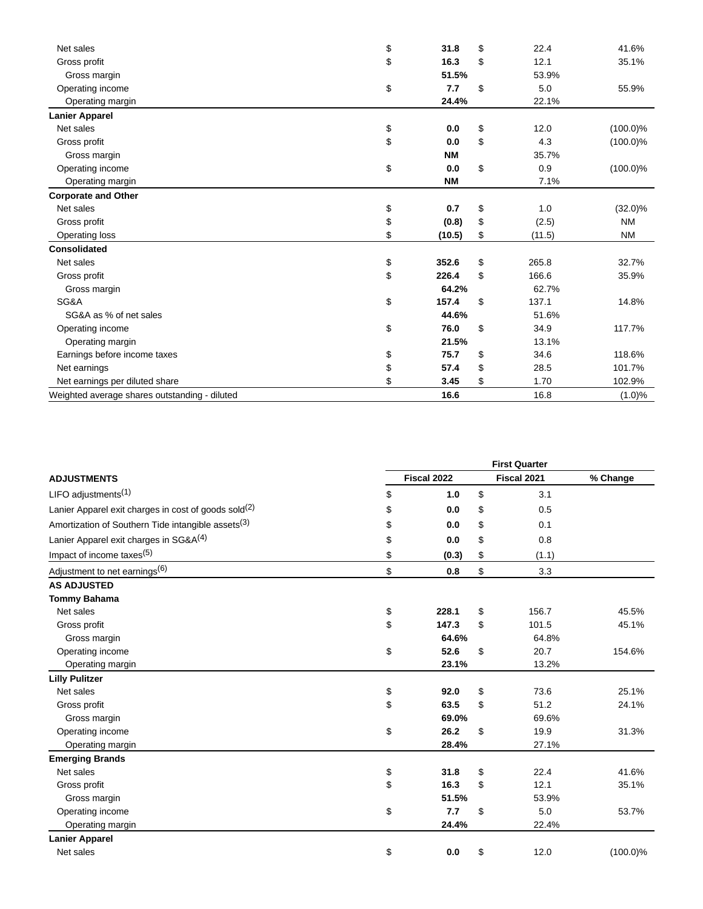| | Fiscal 2022 | | Fiscal 2021 | % Change |
|---|---|---|---|---|
| Net sales | $ | **31.8** | $ 22.4 | 41.6% |
| Gross profit | $ | **16.3** | $ 12.1 | 35.1% |
| Gross margin | | **51.5%** | 53.9% | |
| Operating income | $ | **7.7** | $ 5.0 | 55.9% |
| Operating margin | | **24.4%** | 22.1% | |
| **Lanier Apparel** | | | | |
| Net sales | $ | **0.0** | $ 12.0 | (100.0)% |
| Gross profit | $ | **0.0** | $ 4.3 | (100.0)% |
| Gross margin | | **NM** | 35.7% | |
| Operating income | $ | **0.0** | $ 0.9 | (100.0)% |
| Operating margin | | **NM** | 7.1% | |
| **Corporate and Other** | | | | |
| Net sales | $ | **0.7** | $ 1.0 | (32.0)% |
| Gross profit | $ | **(0.8)** | $ (2.5) | NM |
| Operating loss | $ | **(10.5)** | $ (11.5) | NM |
| **Consolidated** | | | | |
| Net sales | $ | **352.6** | $ 265.8 | 32.7% |
| Gross profit | $ | **226.4** | $ 166.6 | 35.9% |
| Gross margin | | **64.2%** | 62.7% | |
| SG&A | $ | **157.4** | $ 137.1 | 14.8% |
| SG&A as % of net sales | | **44.6%** | 51.6% | |
| Operating income | $ | **76.0** | $ 34.9 | 117.7% |
| Operating margin | | **21.5%** | 13.1% | |
| Earnings before income taxes | $ | **75.7** | $ 34.6 | 118.6% |
| Net earnings | $ | **57.4** | $ 28.5 | 101.7% |
| Net earnings per diluted share | $ | **3.45** | $ 1.70 | 102.9% |
| Weighted average shares outstanding - diluted | | **16.6** | 16.8 | (1.0)% |

| | First Quarter | | | |
|---|---|---|---|---|
| **ADJUSTMENTS** | Fiscal 2022 | | Fiscal 2021 | % Change |
| LIFO adjustments[1] | $ | **1.0** | $ 3.1 | |
| Lanier Apparel exit charges in cost of goods sold[2] | $ | **0.0** | $ 0.5 | |
| Amortization of Southern Tide intangible assets[3] | $ | **0.0** | $ 0.1 | |
| Lanier Apparel exit charges in SG&A[4] | $ | **0.0** | $ 0.8 | |
| Impact of income taxes[5] | $ | **(0.3)** | $ (1.1) | |
| Adjustment to net earnings[6] | $ | **0.8** | $ 3.3 | |
| **AS ADJUSTED** | | | | |
| **Tommy Bahama** | | | | |
| Net sales | $ | **228.1** | $ 156.7 | 45.5% |
| Gross profit | $ | **147.3** | $ 101.5 | 45.1% |
| Gross margin | | **64.6%** | 64.8% | |
| Operating income | $ | **52.6** | $ 20.7 | 154.6% |
| Operating margin | | **23.1%** | 13.2% | |
| **Lilly Pulitzer** | | | | |
| Net sales | $ | **92.0** | $ 73.6 | 25.1% |
| Gross profit | $ | **63.5** | $ 51.2 | 24.1% |
| Gross margin | | **69.0%** | 69.6% | |
| Operating income | $ | **26.2** | $ 19.9 | 31.3% |
| Operating margin | | **28.4%** | 27.1% | |
| **Emerging Brands** | | | | |
| Net sales | $ | **31.8** | $ 22.4 | 41.6% |
| Gross profit | $ | **16.3** | $ 12.1 | 35.1% |
| Gross margin | | **51.5%** | 53.9% | |
| Operating income | $ | **7.7** | $ 5.0 | 53.7% |
| Operating margin | | **24.4%** | 22.4% | |
| **Lanier Apparel** | | | | |
| Net sales | $ | **0.0** | $ 12.0 | (100.0)% |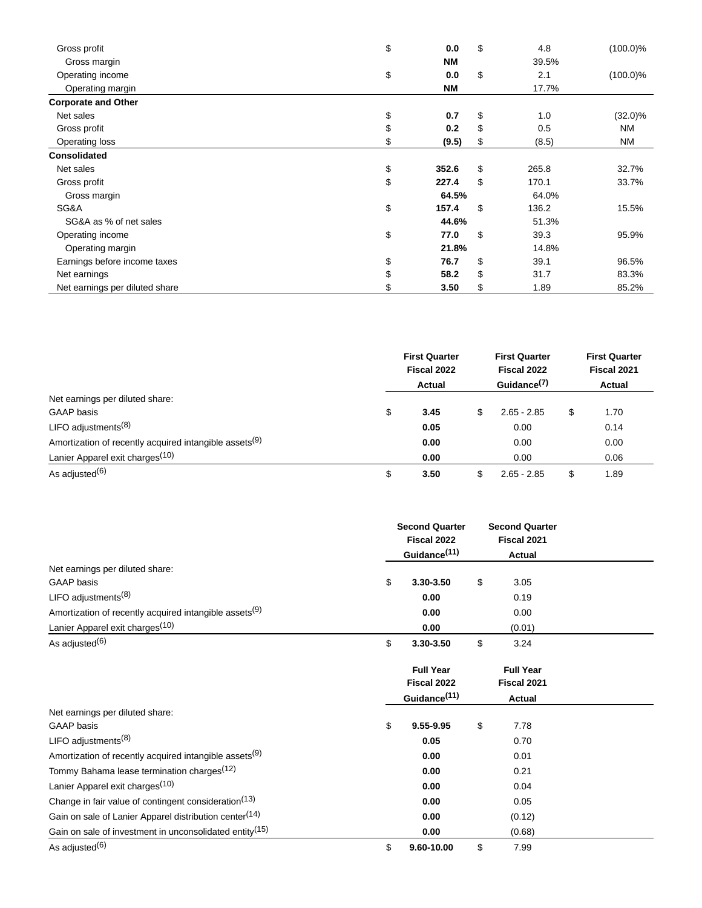| | | | |
|---|---|---|---|
| Gross profit | $ **0.0** | $ 4.8 | (100.0)% |
| Gross margin | **NM** | 39.5% | |
| Operating income | $ **0.0** | $ 2.1 | (100.0)% |
| Operating margin | **NM** | 17.7% | |
| **Corporate and Other** | | | |
| Net sales | $ **0.7** | $ 1.0 | (32.0)% |
| Gross profit | $ **0.2** | $ 0.5 | NM |
| Operating loss | $ **(9.5)** | $ (8.5) | NM |
| **Consolidated** | | | |
| Net sales | $ **352.6** | $ 265.8 | 32.7% |
| Gross profit | $ **227.4** | $ 170.1 | 33.7% |
| Gross margin | **64.5%** | 64.0% | |
| SG&A | $ **157.4** | $ 136.2 | 15.5% |
| SG&A as % of net sales | **44.6%** | 51.3% | |
| Operating income | $ **77.0** | $ 39.3 | 95.9% |
| Operating margin | **21.8%** | 14.8% | |
| Earnings before income taxes | $ **76.7** | $ 39.1 | 96.5% |
| Net earnings | $ **58.2** | $ 31.7 | 83.3% |
| Net earnings per diluted share | $ **3.50** | $ 1.89 | 85.2% |

| | **First Quarter Fiscal 2022 Actual** | **First Quarter Fiscal 2022 Guidance[7]** | **First Quarter Fiscal 2021 Actual** |
|---|---|---|---|
| Net earnings per diluted share: | | | |
| GAAP basis | $ **3.45** | $ 2.65 - 2.85 | $ 1.70 |
| LIFO adjustments[8] | **0.05** | 0.00 | 0.14 |
| Amortization of recently acquired intangible assets[9] | **0.00** | 0.00 | 0.00 |
| Lanier Apparel exit charges[10] | **0.00** | 0.00 | 0.06 |
| As adjusted[6] | $ **3.50** | $ 2.65 - 2.85 | $ 1.89 |

| | **Second Quarter Fiscal 2022 Guidance[11]** | **Second Quarter Fiscal 2021 Actual** |
|---|---|---|
| Net earnings per diluted share: | | |
| GAAP basis | $ **3.30-3.50** | $ 3.05 |
| LIFO adjustments[8] | **0.00** | 0.19 |
| Amortization of recently acquired intangible assets[9] | **0.00** | 0.00 |
| Lanier Apparel exit charges[10] | **0.00** | (0.01) |
| As adjusted[6] | $ **3.30-3.50** | $ 3.24 |

| | **Full Year Fiscal 2022 Guidance[11]** | **Full Year Fiscal 2021 Actual** |
|---|---|---|
| Net earnings per diluted share: | | |
| GAAP basis | $ **9.55-9.95** | $ 7.78 |
| LIFO adjustments[8] | **0.05** | 0.70 |
| Amortization of recently acquired intangible assets[9] | **0.00** | 0.01 |
| Tommy Bahama lease termination charges[12] | **0.00** | 0.21 |
| Lanier Apparel exit charges[10] | **0.00** | 0.04 |
| Change in fair value of contingent consideration[13] | **0.00** | 0.05 |
| Gain on sale of Lanier Apparel distribution center[14] | **0.00** | (0.12) |
| Gain on sale of investment in unconsolidated entity[15] | **0.00** | (0.68) |
| As adjusted[6] | $ **9.60-10.00** | $ 7.99 |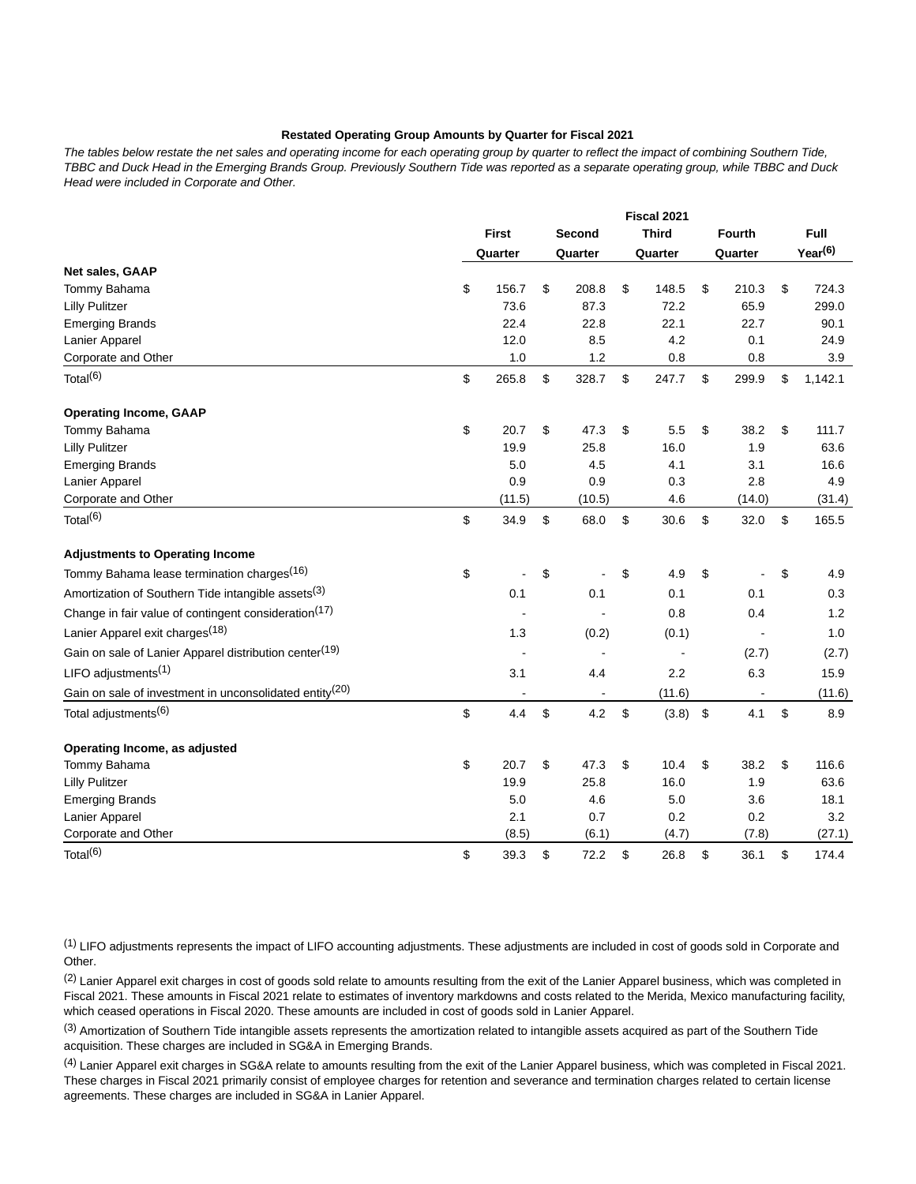**Restated Operating Group Amounts by Quarter for Fiscal 2021**

*The tables below restate the net sales and operating income for each operating group by quarter to reflect the impact of combining Southern Tide, TBBC and Duck Head in the Emerging Brands Group. Previously Southern Tide was reported as a separate operating group, while TBBC and Duck Head were included in Corporate and Other.*

| | Fiscal 2021 | | | | |
|---|---|---|---|---|---|
| | First Quarter | Second Quarter | Third Quarter | Fourth Quarter | Full Year[6] |
| **Net sales, GAAP** | | | | | |
| Tommy Bahama | $ 156.7 | $ 208.8 | $ 148.5 | $ 210.3 | $ 724.3 |
| Lilly Pulitzer | 73.6 | 87.3 | 72.2 | 65.9 | 299.0 |
| Emerging Brands | 22.4 | 22.8 | 22.1 | 22.7 | 90.1 |
| Lanier Apparel | 12.0 | 8.5 | 4.2 | 0.1 | 24.9 |
| Corporate and Other | 1.0 | 1.2 | 0.8 | 0.8 | 3.9 |
| Total[6] | $ 265.8 | $ 328.7 | $ 247.7 | $ 299.9 | $ 1,142.1 |
| **Operating Income, GAAP** | | | | | |
| Tommy Bahama | $ 20.7 | $ 47.3 | $ 5.5 | $ 38.2 | $ 111.7 |
| Lilly Pulitzer | 19.9 | 25.8 | 16.0 | 1.9 | 63.6 |
| Emerging Brands | 5.0 | 4.5 | 4.1 | 3.1 | 16.6 |
| Lanier Apparel | 0.9 | 0.9 | 0.3 | 2.8 | 4.9 |
| Corporate and Other | (11.5) | (10.5) | 4.6 | (14.0) | (31.4) |
| Total[6] | $ 34.9 | $ 68.0 | $ 30.6 | $ 32.0 | $ 165.5 |
| **Adjustments to Operating Income** | | | | | |
| Tommy Bahama lease termination charges[16] | $ - | $ - | $ 4.9 | $ - | $ 4.9 |
| Amortization of Southern Tide intangible assets[3] | 0.1 | 0.1 | 0.1 | 0.1 | 0.3 |
| Change in fair value of contingent consideration[17] | - | - | 0.8 | 0.4 | 1.2 |
| Lanier Apparel exit charges[18] | 1.3 | (0.2) | (0.1) | - | 1.0 |
| Gain on sale of Lanier Apparel distribution center[19] | - | - | - | (2.7) | (2.7) |
| LIFO adjustments[1] | 3.1 | 4.4 | 2.2 | 6.3 | 15.9 |
| Gain on sale of investment in unconsolidated entity[20] | - | - | (11.6) | - | (11.6) |
| Total adjustments[6] | $ 4.4 | $ 4.2 | $ (3.8) | $ 4.1 | $ 8.9 |
| **Operating Income, as adjusted** | | | | | |
| Tommy Bahama | $ 20.7 | $ 47.3 | $ 10.4 | $ 38.2 | $ 116.6 |
| Lilly Pulitzer | 19.9 | 25.8 | 16.0 | 1.9 | 63.6 |
| Emerging Brands | 5.0 | 4.6 | 5.0 | 3.6 | 18.1 |
| Lanier Apparel | 2.1 | 0.7 | 0.2 | 0.2 | 3.2 |
| Corporate and Other | (8.5) | (6.1) | (4.7) | (7.8) | (27.1) |
| Total[6] | $ 39.3 | $ 72.2 | $ 26.8 | $ 36.1 | $ 174.4 |

[1] LIFO adjustments represents the impact of LIFO accounting adjustments. These adjustments are included in cost of goods sold in Corporate and Other.

[2] Lanier Apparel exit charges in cost of goods sold relate to amounts resulting from the exit of the Lanier Apparel business, which was completed in Fiscal 2021. These amounts in Fiscal 2021 relate to estimates of inventory markdowns and costs related to the Merida, Mexico manufacturing facility, which ceased operations in Fiscal 2020. These amounts are included in cost of goods sold in Lanier Apparel.

[3] Amortization of Southern Tide intangible assets represents the amortization related to intangible assets acquired as part of the Southern Tide acquisition. These charges are included in SG&A in Emerging Brands.

[4] Lanier Apparel exit charges in SG&A relate to amounts resulting from the exit of the Lanier Apparel business, which was completed in Fiscal 2021. These charges in Fiscal 2021 primarily consist of employee charges for retention and severance and termination charges related to certain license agreements. These charges are included in SG&A in Lanier Apparel.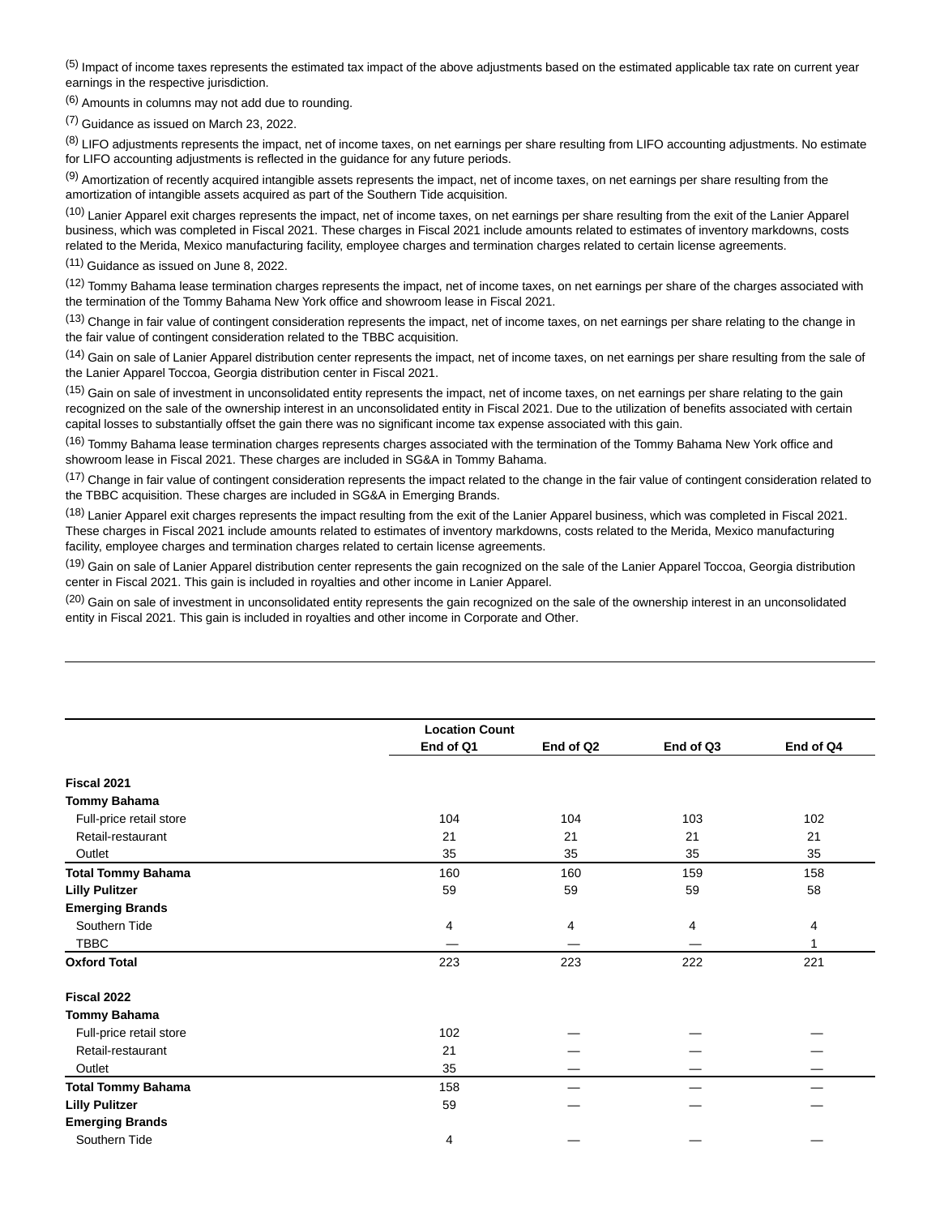(5) Impact of income taxes represents the estimated tax impact of the above adjustments based on the estimated applicable tax rate on current year earnings in the respective jurisdiction.

(6) Amounts in columns may not add due to rounding.

(7) Guidance as issued on March 23, 2022.

(8) LIFO adjustments represents the impact, net of income taxes, on net earnings per share resulting from LIFO accounting adjustments. No estimate for LIFO accounting adjustments is reflected in the guidance for any future periods.

(9) Amortization of recently acquired intangible assets represents the impact, net of income taxes, on net earnings per share resulting from the amortization of intangible assets acquired as part of the Southern Tide acquisition.

(10) Lanier Apparel exit charges represents the impact, net of income taxes, on net earnings per share resulting from the exit of the Lanier Apparel business, which was completed in Fiscal 2021. These charges in Fiscal 2021 include amounts related to estimates of inventory markdowns, costs related to the Merida, Mexico manufacturing facility, employee charges and termination charges related to certain license agreements.

(11) Guidance as issued on June 8, 2022.

(12) Tommy Bahama lease termination charges represents the impact, net of income taxes, on net earnings per share of the charges associated with the termination of the Tommy Bahama New York office and showroom lease in Fiscal 2021.

(13) Change in fair value of contingent consideration represents the impact, net of income taxes, on net earnings per share relating to the change in the fair value of contingent consideration related to the TBBC acquisition.

(14) Gain on sale of Lanier Apparel distribution center represents the impact, net of income taxes, on net earnings per share resulting from the sale of the Lanier Apparel Toccoa, Georgia distribution center in Fiscal 2021.

(15) Gain on sale of investment in unconsolidated entity represents the impact, net of income taxes, on net earnings per share relating to the gain recognized on the sale of the ownership interest in an unconsolidated entity in Fiscal 2021. Due to the utilization of benefits associated with certain capital losses to substantially offset the gain there was no significant income tax expense associated with this gain.

(16) Tommy Bahama lease termination charges represents charges associated with the termination of the Tommy Bahama New York office and showroom lease in Fiscal 2021. These charges are included in SG&A in Tommy Bahama.

(17) Change in fair value of contingent consideration represents the impact related to the change in the fair value of contingent consideration related to the TBBC acquisition. These charges are included in SG&A in Emerging Brands.

(18) Lanier Apparel exit charges represents the impact resulting from the exit of the Lanier Apparel business, which was completed in Fiscal 2021. These charges in Fiscal 2021 include amounts related to estimates of inventory markdowns, costs related to the Merida, Mexico manufacturing facility, employee charges and termination charges related to certain license agreements.

(19) Gain on sale of Lanier Apparel distribution center represents the gain recognized on the sale of the Lanier Apparel Toccoa, Georgia distribution center in Fiscal 2021. This gain is included in royalties and other income in Lanier Apparel.

(20) Gain on sale of investment in unconsolidated entity represents the gain recognized on the sale of the ownership interest in an unconsolidated entity in Fiscal 2021. This gain is included in royalties and other income in Corporate and Other.

| | Location Count | | | |
|---|---|---|---|---|
| | End of Q1 | End of Q2 | End of Q3 | End of Q4 |
| **Fiscal 2021** | | | | |
| **Tommy Bahama** | | | | |
| Full-price retail store | 104 | 104 | 103 | 102 |
| Retail-restaurant | 21 | 21 | 21 | 21 |
| Outlet | 35 | 35 | 35 | 35 |
| **Total Tommy Bahama** | 160 | 160 | 159 | 158 |
| **Lilly Pulitzer** | 59 | 59 | 59 | 58 |
| **Emerging Brands** | | | | |
| Southern Tide | 4 | 4 | 4 | 4 |
| TBBC | — | — | — | 1 |
| **Oxford Total** | 223 | 223 | 222 | 221 |
| **Fiscal 2022** | | | | |
| **Tommy Bahama** | | | | |
| Full-price retail store | 102 | — | — | — |
| Retail-restaurant | 21 | — | — | — |
| Outlet | 35 | — | — | — |
| **Total Tommy Bahama** | 158 | — | — | — |
| **Lilly Pulitzer** | 59 | — | — | — |
| **Emerging Brands** | | | | |
| Southern Tide | 4 | — | — | — |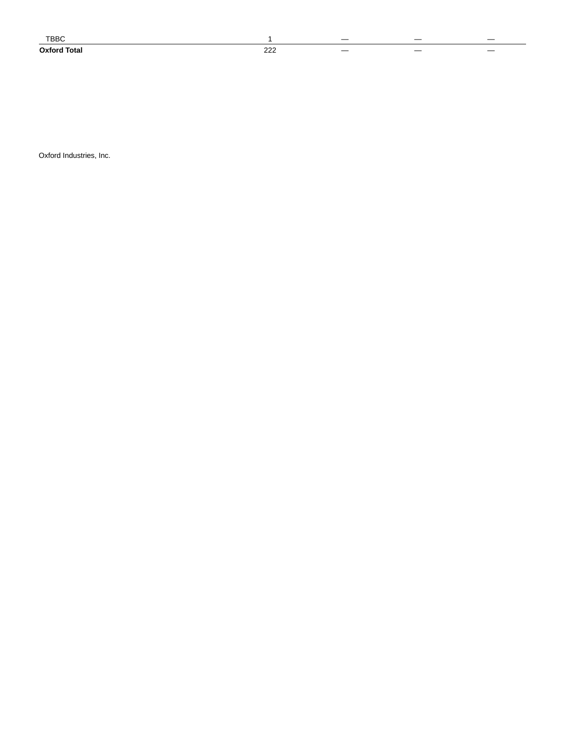| | | | | |
|---|---|---|---|---|
| TBBC | 1 | — | — | — |
| **Oxford Total** | 222 | — | — | — |

Oxford Industries, Inc.